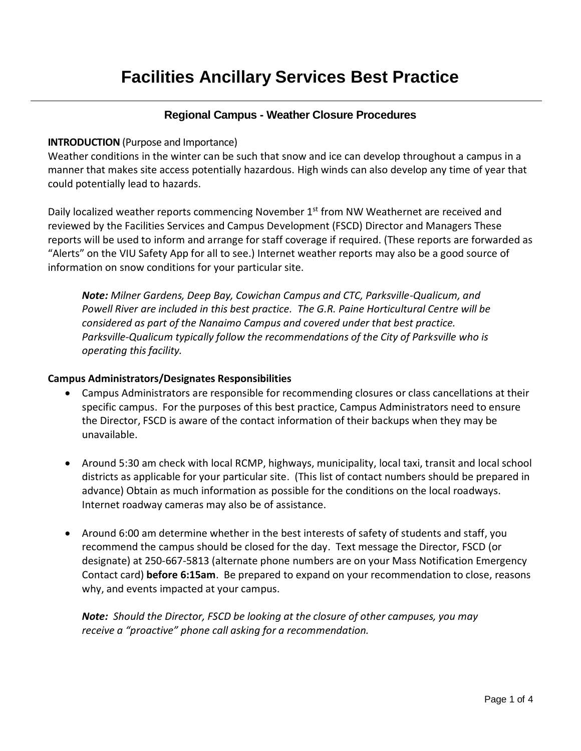# Facilities Ancillary Services Best Practice

## Regional Campus - Weather Closure Procedures

**INTRODUCTION** (Purpose and Importance)
Weather conditions in the winter can be such that snow and ice can develop throughout a campus in a manner that makes site access potentially hazardous. High winds can also develop any time of year that could potentially lead to hazards.

Daily localized weather reports commencing November 1st from NW Weathernet are received and reviewed by the Facilities Services and Campus Development (FSCD) Director and Managers These reports will be used to inform and arrange for staff coverage if required. (These reports are forwarded as "Alerts" on the VIU Safety App for all to see.) Internet weather reports may also be a good source of information on snow conditions for your particular site.

> ***Note:*** *Milner Gardens, Deep Bay, Cowichan Campus and CTC, Parksville-Qualicum, and Powell River are included in this best practice. The G.R. Paine Horticultural Centre will be considered as part of the Nanaimo Campus and covered under that best practice. Parksville-Qualicum typically follow the recommendations of the City of Parksville who is operating this facility.*

**Campus Administrators/Designates Responsibilities**

- Campus Administrators are responsible for recommending closures or class cancellations at their specific campus. For the purposes of this best practice, Campus Administrators need to ensure the Director, FSCD is aware of the contact information of their backups when they may be unavailable.

- Around 5:30 am check with local RCMP, highways, municipality, local taxi, transit and local school districts as applicable for your particular site. (This list of contact numbers should be prepared in advance) Obtain as much information as possible for the conditions on the local roadways. Internet roadway cameras may also be of assistance.

- Around 6:00 am determine whether in the best interests of safety of students and staff, you recommend the campus should be closed for the day. Text message the Director, FSCD (or designate) at 250-667-5813 (alternate phone numbers are on your Mass Notification Emergency Contact card) **before 6:15am**. Be prepared to expand on your recommendation to close, reasons why, and events impacted at your campus.

  ***Note:*** *Should the Director, FSCD be looking at the closure of other campuses, you may receive a "proactive" phone call asking for a recommendation.*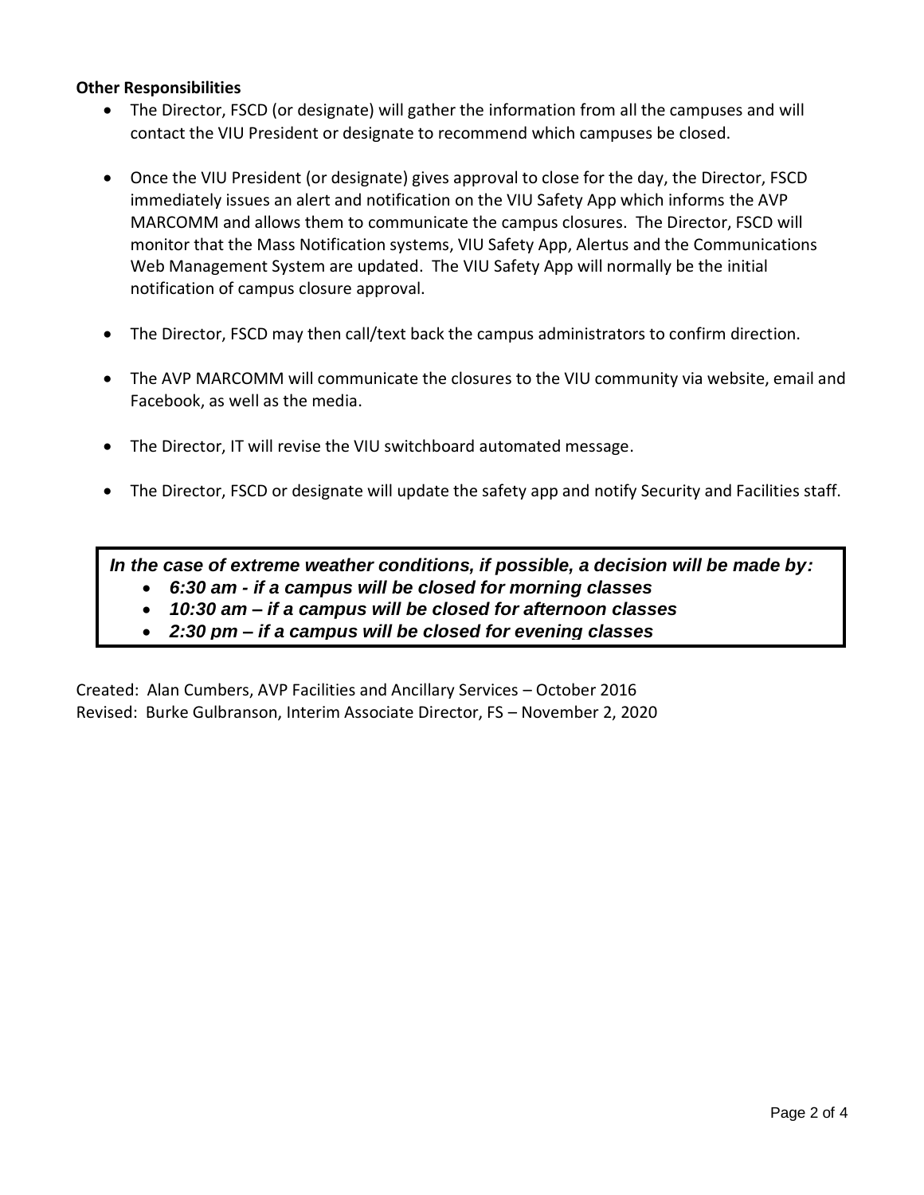**Other Responsibilities**

- The Director, FSCD (or designate) will gather the information from all the campuses and will contact the VIU President or designate to recommend which campuses be closed.

- Once the VIU President (or designate) gives approval to close for the day, the Director, FSCD immediately issues an alert and notification on the VIU Safety App which informs the AVP MARCOMM and allows them to communicate the campus closures. The Director, FSCD will monitor that the Mass Notification systems, VIU Safety App, Alertus and the Communications Web Management System are updated. The VIU Safety App will normally be the initial notification of campus closure approval.

- The Director, FSCD may then call/text back the campus administrators to confirm direction.

- The AVP MARCOMM will communicate the closures to the VIU community via website, email and Facebook, as well as the media.

- The Director, IT will revise the VIU switchboard automated message.

- The Director, FSCD or designate will update the safety app and notify Security and Facilities staff.

***In the case of extreme weather conditions, if possible, a decision will be made by:***

- ***6:30 am - if a campus will be closed for morning classes***
- ***10:30 am – if a campus will be closed for afternoon classes***
- ***2:30 pm – if a campus will be closed for evening classes***

Created: Alan Cumbers, AVP Facilities and Ancillary Services – October 2016
Revised: Burke Gulbranson, Interim Associate Director, FS – November 2, 2020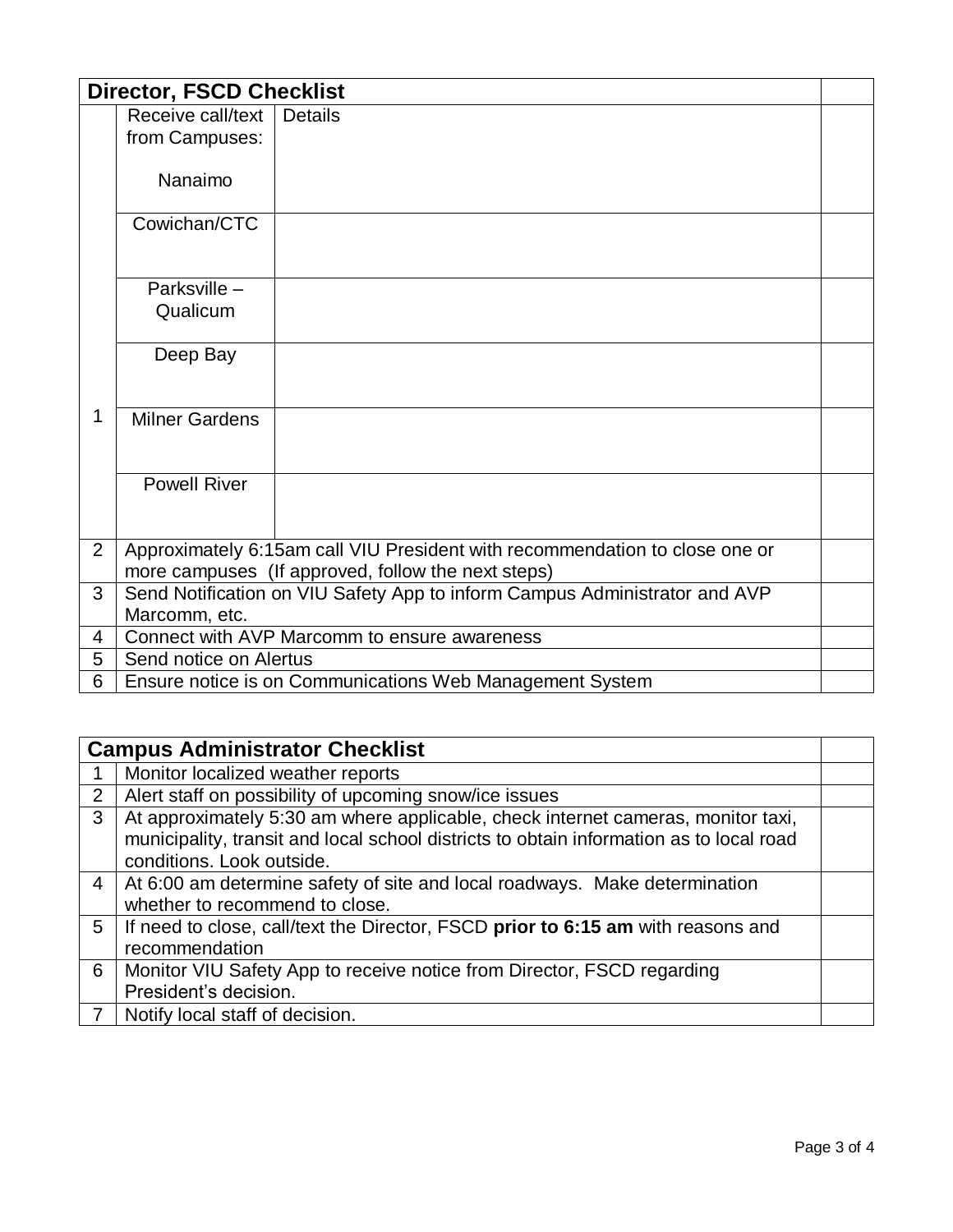| Director, FSCD Checklist | | | |
|---|---|---|---|
| 1 | Receive call/text from Campuses:<br><br>Nanaimo | Details | |
| | Cowichan/CTC | | |
| | Parksville – Qualicum | | |
| | Deep Bay | | |
| | Milner Gardens | | |
| | Powell River | | |
| 2 | Approximately 6:15am call VIU President with recommendation to close one or more campuses (If approved, follow the next steps) | | |
| 3 | Send Notification on VIU Safety App to inform Campus Administrator and AVP Marcomm, etc. | | |
| 4 | Connect with AVP Marcomm to ensure awareness | | |
| 5 | Send notice on Alertus | | |
| 6 | Ensure notice is on Communications Web Management System | | |

| Campus Administrator Checklist | | |
|---|---|---|
| 1 | Monitor localized weather reports | |
| 2 | Alert staff on possibility of upcoming snow/ice issues | |
| 3 | At approximately 5:30 am where applicable, check internet cameras, monitor taxi, municipality, transit and local school districts to obtain information as to local road conditions. Look outside. | |
| 4 | At 6:00 am determine safety of site and local roadways. Make determination whether to recommend to close. | |
| 5 | If need to close, call/text the Director, FSCD **prior to 6:15 am** with reasons and recommendation | |
| 6 | Monitor VIU Safety App to receive notice from Director, FSCD regarding President's decision. | |
| 7 | Notify local staff of decision. | |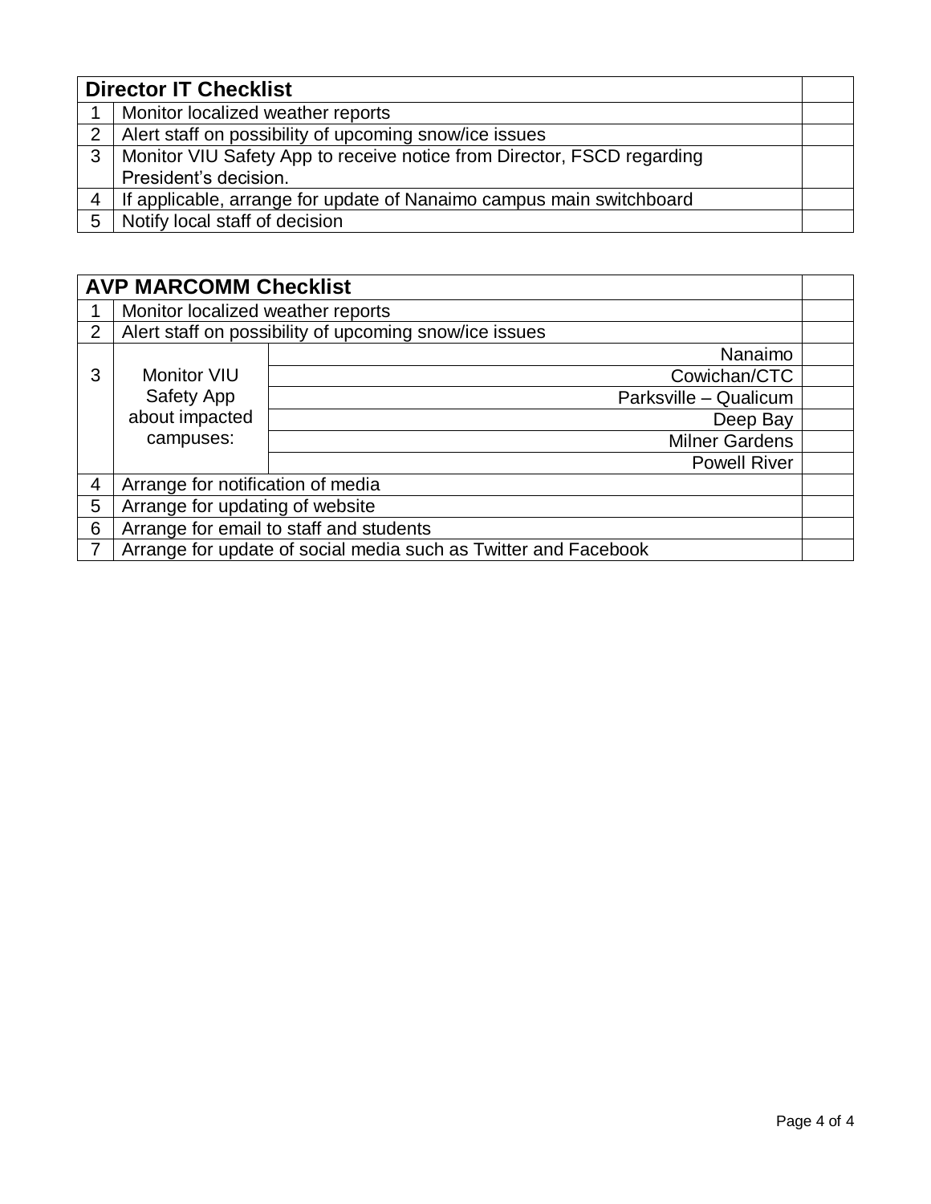| Director IT Checklist | | |
|---|---|---|
| 1 | Monitor localized weather reports | |
| 2 | Alert staff on possibility of upcoming snow/ice issues | |
| 3 | Monitor VIU Safety App to receive notice from Director, FSCD regarding President's decision. | |
| 4 | If applicable, arrange for update of Nanaimo campus main switchboard | |
| 5 | Notify local staff of decision | |

| AVP MARCOMM Checklist | | | |
|---|---|---|---|
| 1 | Monitor localized weather reports | | |
| 2 | Alert staff on possibility of upcoming snow/ice issues | | |
| 3 | Monitor VIU Safety App about impacted campuses: | Nanaimo | |
| | | Cowichan/CTC | |
| | | Parksville – Qualicum | |
| | | Deep Bay | |
| | | Milner Gardens | |
| | | Powell River | |
| 4 | Arrange for notification of media | | |
| 5 | Arrange for updating of website | | |
| 6 | Arrange for email to staff and students | | |
| 7 | Arrange for update of social media such as Twitter and Facebook | | |